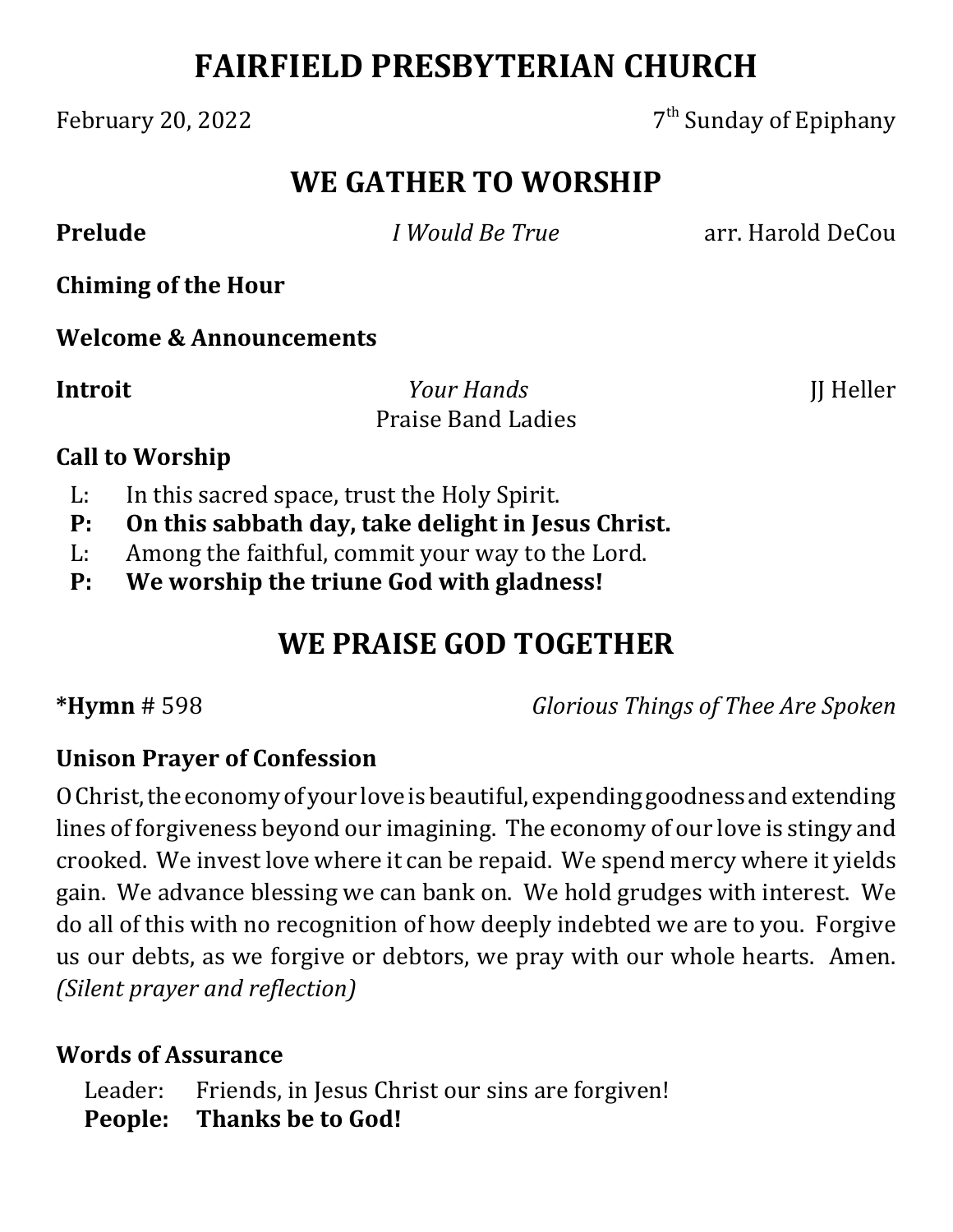# FAIRFIELD PRESBYTERIAN CHURCH

February 20, 2022 — 7th Sunday of Epiphany

## WE GATHER TO WORSHIP

**Prelude** — *I Would Be True* — arr. Harold DeCou

**Chiming of the Hour**

**Welcome & Announcements**

**Introit** — *Your Hands* — JJ Heller
Praise Band Ladies

**Call to Worship**

L: In this sacred space, trust the Holy Spirit.
**P: On this sabbath day, take delight in Jesus Christ.**
L: Among the faithful, commit your way to the Lord.
**P: We worship the triune God with gladness!**

## WE PRAISE GOD TOGETHER

***Hymn** # 598 — *Glorious Things of Thee Are Spoken*

**Unison Prayer of Confession**

O Christ, the economy of your love is beautiful, expending goodness and extending lines of forgiveness beyond our imagining. The economy of our love is stingy and crooked. We invest love where it can be repaid. We spend mercy where it yields gain. We advance blessing we can bank on. We hold grudges with interest. We do all of this with no recognition of how deeply indebted we are to you. Forgive us our debts, as we forgive or debtors, we pray with our whole hearts. Amen. *(Silent prayer and reflection)*

**Words of Assurance**

Leader: Friends, in Jesus Christ our sins are forgiven!
**People: Thanks be to God!**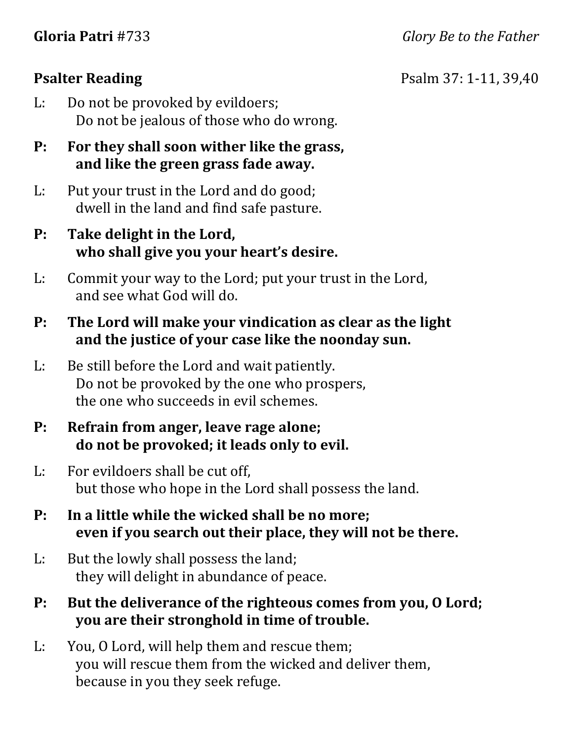**Gloria Patri** #733 *Glory Be to the Father*

**Psalter Reading** Psalm 37: 1-11, 39,40

L: Do not be provoked by evildoers;
Do not be jealous of those who do wrong.

**P: For they shall soon wither like the grass,**
**and like the green grass fade away.**

L: Put your trust in the Lord and do good;
dwell in the land and find safe pasture.

**P: Take delight in the Lord,**
**who shall give you your heart's desire.**

L: Commit your way to the Lord; put your trust in the Lord,
and see what God will do.

**P: The Lord will make your vindication as clear as the light**
**and the justice of your case like the noonday sun.**

L: Be still before the Lord and wait patiently.
Do not be provoked by the one who prospers,
the one who succeeds in evil schemes.

**P: Refrain from anger, leave rage alone;**
**do not be provoked; it leads only to evil.**

L: For evildoers shall be cut off,
but those who hope in the Lord shall possess the land.

**P: In a little while the wicked shall be no more;**
**even if you search out their place, they will not be there.**

L: But the lowly shall possess the land;
they will delight in abundance of peace.

**P: But the deliverance of the righteous comes from you, O Lord;**
**you are their stronghold in time of trouble.**

L: You, O Lord, will help them and rescue them;
you will rescue them from the wicked and deliver them,
because in you they seek refuge.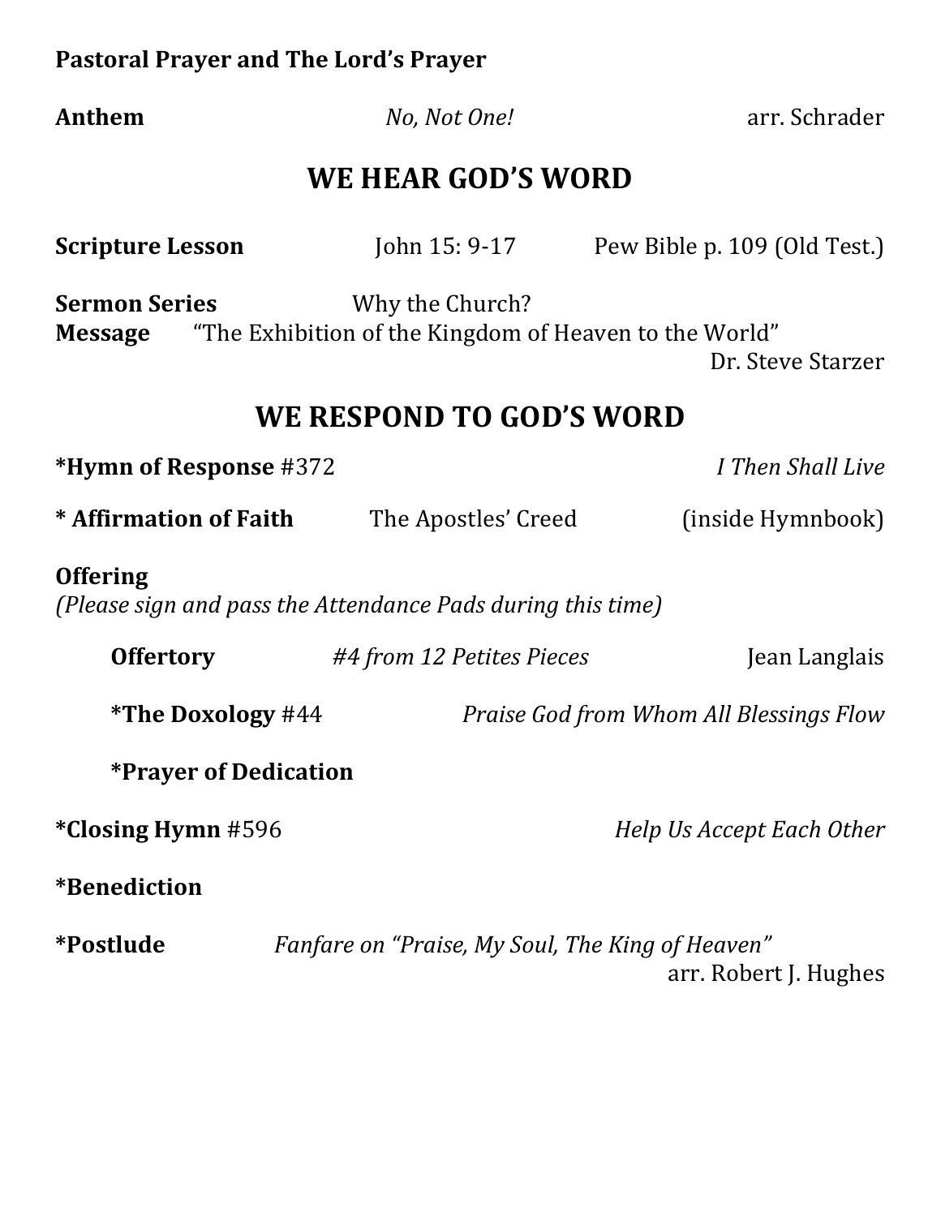**Pastoral Prayer and The Lord's Prayer**

**Anthem** *No, Not One!* arr. Schrader

## WE HEAR GOD'S WORD

**Scripture Lesson** John 15: 9-17 Pew Bible p. 109 (Old Test.)

**Sermon Series** Why the Church?
**Message** "The Exhibition of the Kingdom of Heaven to the World"
Dr. Steve Starzer

## WE RESPOND TO GOD'S WORD

***Hymn of Response** #372 *I Then Shall Live*

*** Affirmation of Faith** The Apostles' Creed (inside Hymnbook)

**Offering**
*(Please sign and pass the Attendance Pads during this time)*

**Offertory** *#4 from 12 Petites Pieces* Jean Langlais

***The Doxology** #44 *Praise God from Whom All Blessings Flow*

***Prayer of Dedication**

***Closing Hymn** #596 *Help Us Accept Each Other*

***Benediction**

***Postlude** *Fanfare on "Praise, My Soul, The King of Heaven"*
arr. Robert J. Hughes